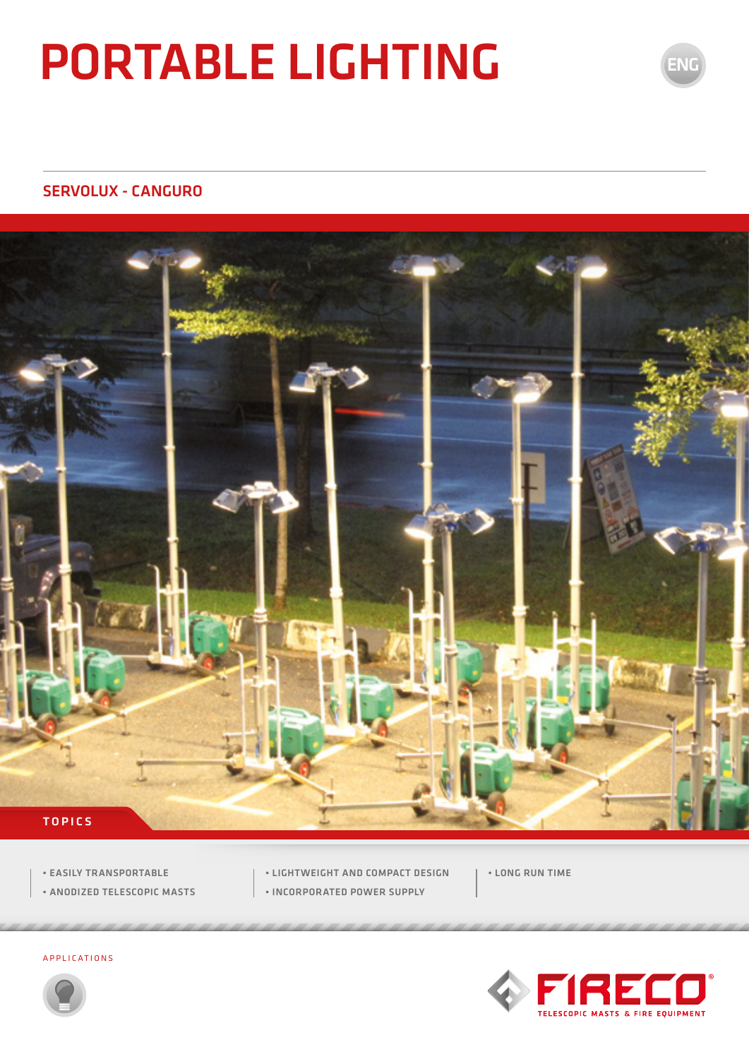# PORTABLE LIGHTING

ENG

## SERVOLUX - CANGURO

### TOPICS

- EASILY TRANSPORTABLE
- ANODIZED TELESCOPIC MASTS
- LIGHTWEIGHT AND COMPACT DESIGN
- INCORPORATED POWER SUPPLY
- LONG RUN TIME

APPLICATIONS

FIRECO®
TELESCOPIC MASTS & FIRE EQUIPMENT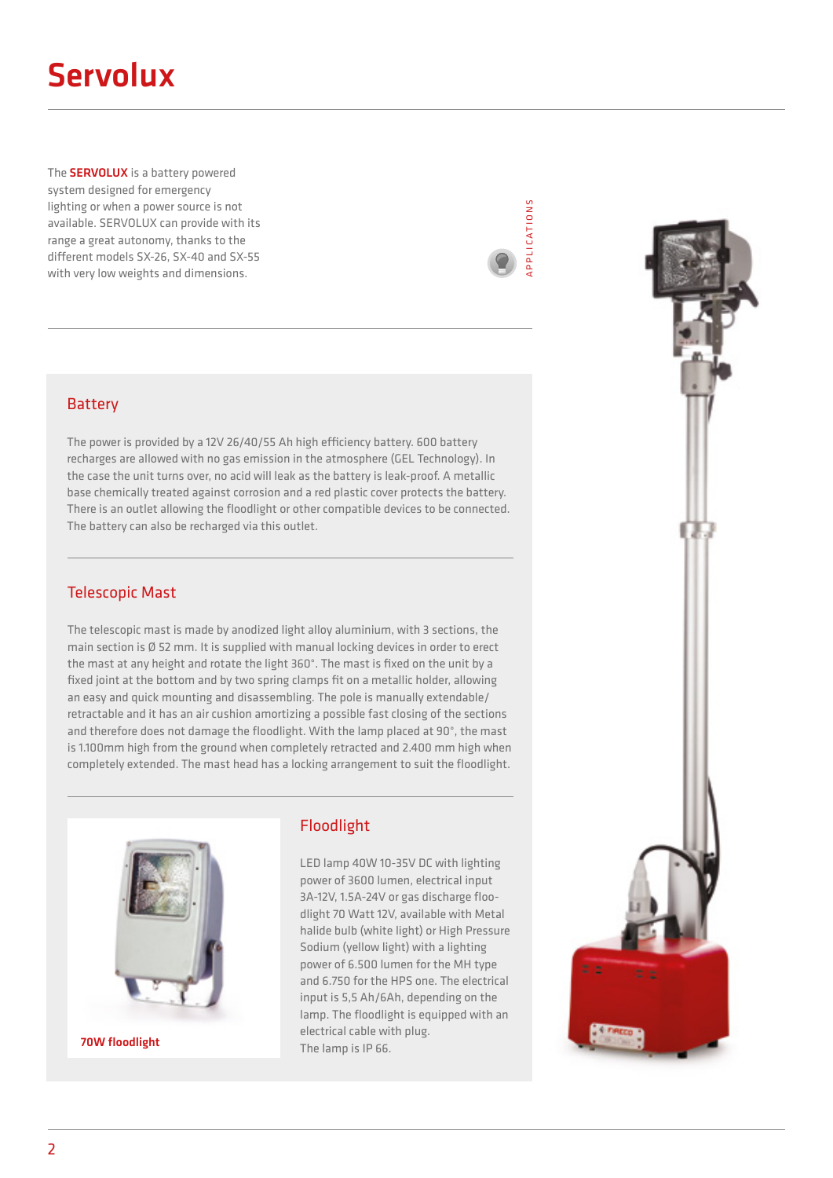# Servolux

The **SERVOLUX** is a battery powered system designed for emergency lighting or when a power source is not available. SERVOLUX can provide with its range a great autonomy, thanks to the different models SX-26, SX-40 and SX-55 with very low weights and dimensions.

APPLICATIONS

## Battery

The power is provided by a 12V 26/40/55 Ah high efficiency battery. 600 battery recharges are allowed with no gas emission in the atmosphere (GEL Technology). In the case the unit turns over, no acid will leak as the battery is leak-proof. A metallic base chemically treated against corrosion and a red plastic cover protects the battery. There is an outlet allowing the floodlight or other compatible devices to be connected. The battery can also be recharged via this outlet.

## Telescopic Mast

The telescopic mast is made by anodized light alloy aluminium, with 3 sections, the main section is Ø 52 mm. It is supplied with manual locking devices in order to erect the mast at any height and rotate the light 360°. The mast is fixed on the unit by a fixed joint at the bottom and by two spring clamps fit on a metallic holder, allowing an easy and quick mounting and disassembling. The pole is manually extendable/retractable and it has an air cushion amortizing a possible fast closing of the sections and therefore does not damage the floodlight. With the lamp placed at 90°, the mast is 1.100mm high from the ground when completely retracted and 2.400 mm high when completely extended. The mast head has a locking arrangement to suit the floodlight.

**70W floodlight**

## Floodlight

LED lamp 40W 10-35V DC with lighting power of 3600 lumen, electrical input 3A-12V, 1.5A-24V or gas discharge floodlight 70 Watt 12V, available with Metal halide bulb (white light) or High Pressure Sodium (yellow light) with a lighting power of 6.500 lumen for the MH type and 6.750 for the HPS one. The electrical input is 5,5 Ah/6Ah, depending on the lamp. The floodlight is equipped with an electrical cable with plug.
The lamp is IP 66.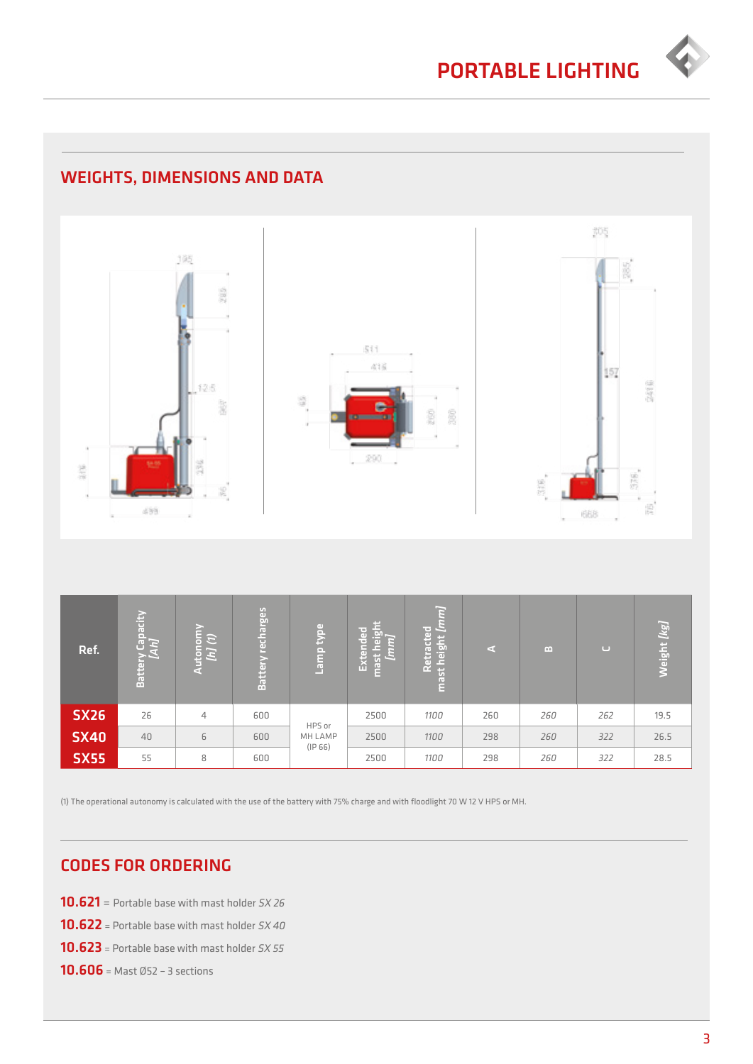## WEIGHTS, DIMENSIONS AND DATA

| Ref. | Battery Capacity *[Ah]* | Autonomy *[h] (1)* | Battery recharges | Lamp type | Extended mast height *[mm]* | Retracted mast height *[mm]* | A | B | C | Weight *[kg]* |
|---|---|---|---|---|---|---|---|---|---|---|
| **SX26** | 26 | 4 | 600 | HPS or MH LAMP (IP 66) | 2500 | *1100* | 260 | *260* | *262* | 19.5 |
| **SX40** | 40 | 6 | 600 | | 2500 | *1100* | 298 | *260* | *322* | 26.5 |
| **SX55** | 55 | 8 | 600 | | 2500 | *1100* | 298 | *260* | *322* | 28.5 |

(1) The operational autonomy is calculated with the use of the battery with 75% charge and with floodlight 70 W 12 V HPS or MH.

## CODES FOR ORDERING

**10.621** = Portable base with mast holder *SX 26*

**10.622** = Portable base with mast holder *SX 40*

**10.623** = Portable base with mast holder *SX 55*

**10.606** = Mast Ø52 – 3 sections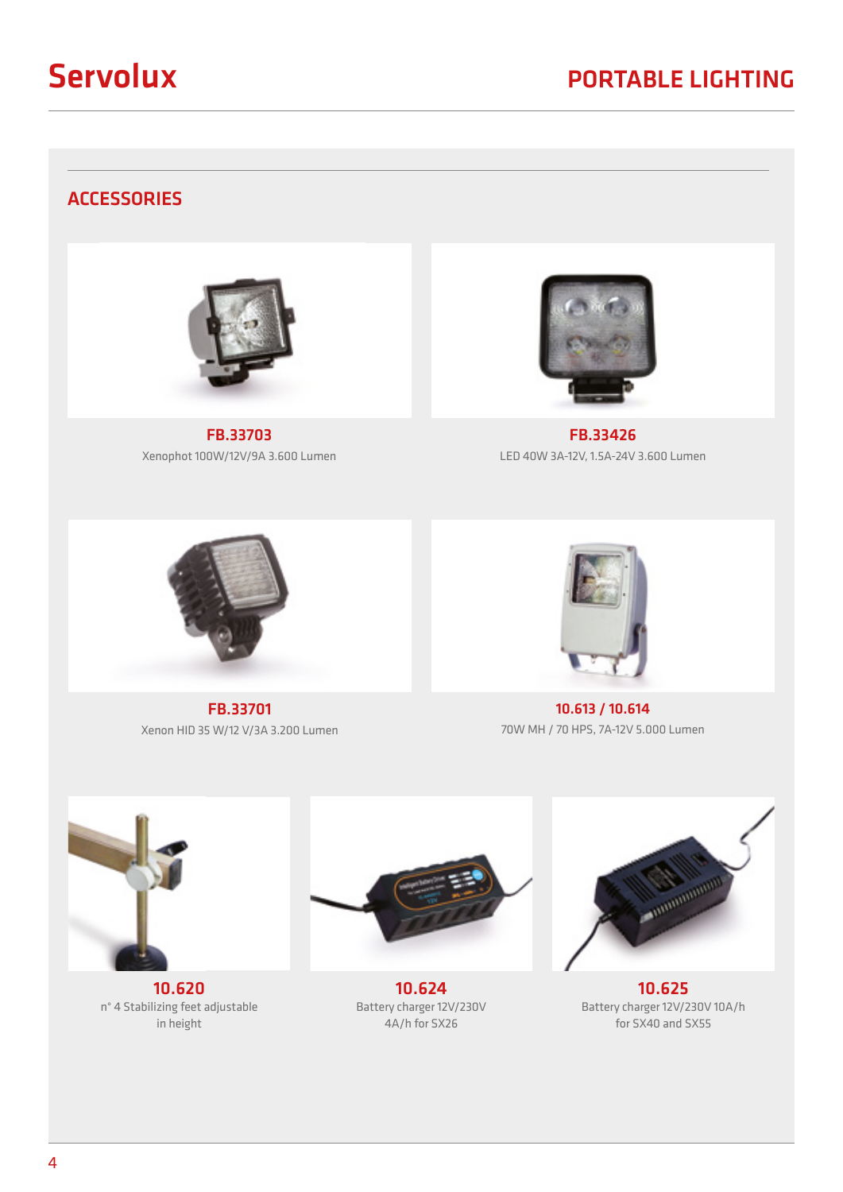# Servolux

## PORTABLE LIGHTING

### ACCESSORIES

**FB.33703**
Xenophot 100W/12V/9A 3.600 Lumen

**FB.33426**
LED 40W 3A-12V, 1.5A-24V 3.600 Lumen

**FB.33701**
Xenon HID 35 W/12 V/3A 3.200 Lumen

**10.613 / 10.614**
70W MH / 70 HPS, 7A-12V 5.000 Lumen

**10.620**
n° 4 Stabilizing feet adjustable in height

**10.624**
Battery charger 12V/230V 4A/h for SX26

**10.625**
Battery charger 12V/230V 10A/h for SX40 and SX55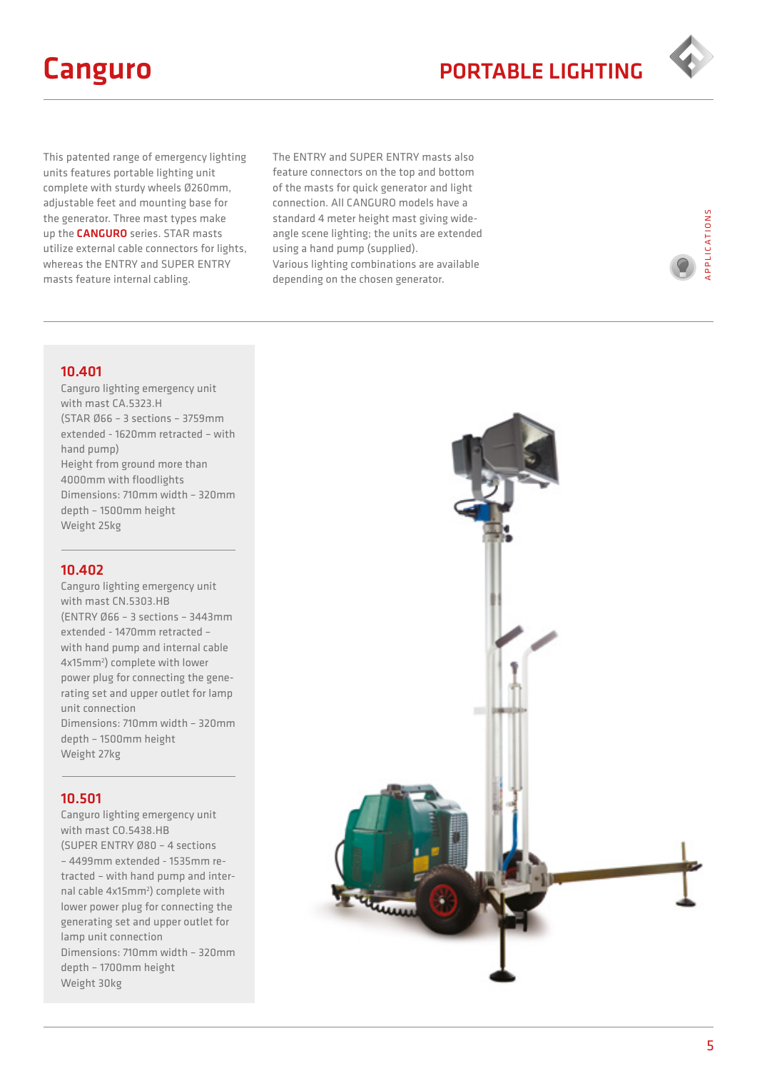# Canguro

## PORTABLE LIGHTING

This patented range of emergency lighting units features portable lighting unit complete with sturdy wheels Ø260mm, adjustable feet and mounting base for the generator. Three mast types make up the **CANGURO** series. STAR masts utilize external cable connectors for lights, whereas the ENTRY and SUPER ENTRY masts feature internal cabling.

The ENTRY and SUPER ENTRY masts also feature connectors on the top and bottom of the masts for quick generator and light connection. All CANGURO models have a standard 4 meter height mast giving wide-angle scene lighting; the units are extended using a hand pump (supplied).
Various lighting combinations are available depending on the chosen generator.

APPLICATIONS

### 10.401

Canguro lighting emergency unit with mast CA.5323.H
(STAR Ø66 – 3 sections – 3759mm extended - 1620mm retracted – with hand pump)
Height from ground more than 4000mm with floodlights
Dimensions: 710mm width – 320mm depth – 1500mm height
Weight 25kg

### 10.402

Canguro lighting emergency unit with mast CN.5303.HB
(ENTRY Ø66 – 3 sections – 3443mm extended - 1470mm retracted – with hand pump and internal cable 4x15mm$^2$) complete with lower power plug for connecting the generating set and upper outlet for lamp unit connection
Dimensions: 710mm width – 320mm depth – 1500mm height
Weight 27kg

### 10.501

Canguro lighting emergency unit with mast CO.5438.HB
(SUPER ENTRY Ø80 – 4 sections – 4499mm extended - 1535mm retracted – with hand pump and internal cable 4x15mm$^2$) complete with lower power plug for connecting the generating set and upper outlet for lamp unit connection
Dimensions: 710mm width – 320mm depth – 1700mm height
Weight 30kg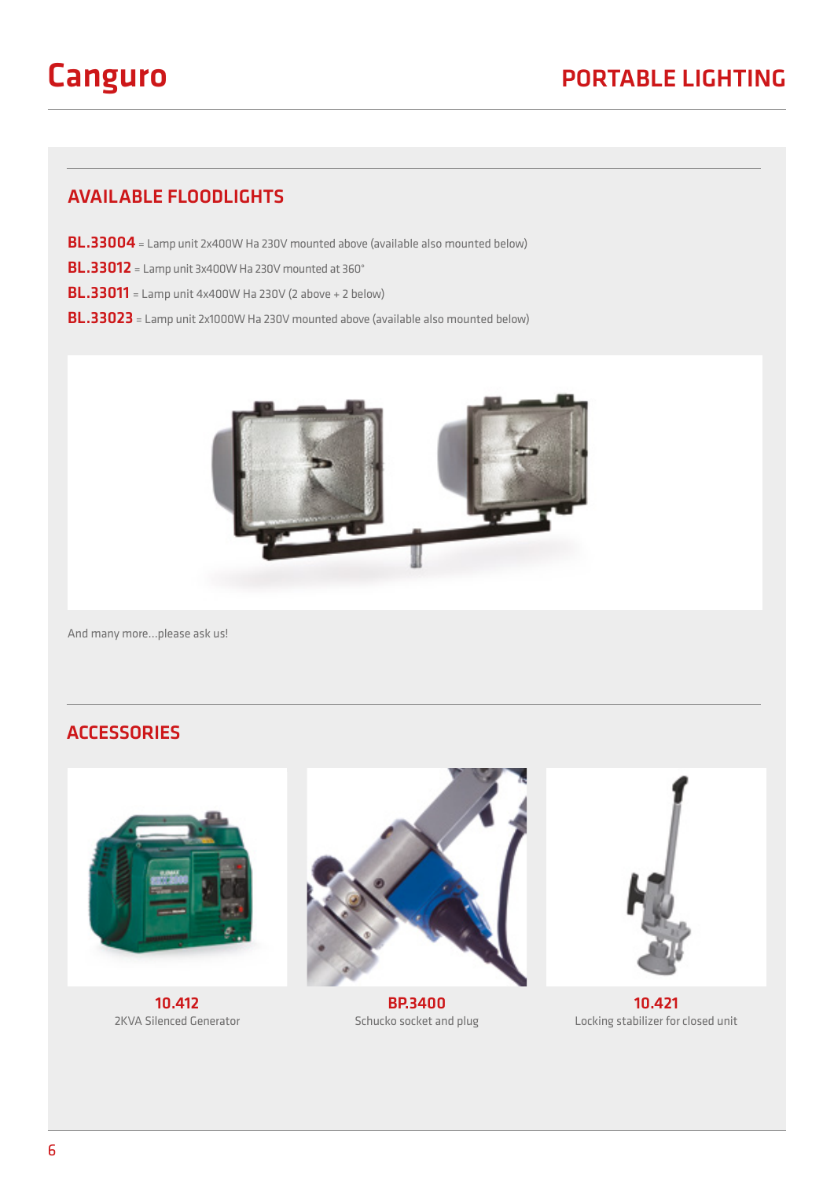# Canguro

## PORTABLE LIGHTING

### AVAILABLE FLOODLIGHTS

**BL.33004** = Lamp unit 2x400W Ha 230V mounted above (available also mounted below)

**BL.33012** = Lamp unit 3x400W Ha 230V mounted at 360°

**BL.33011** = Lamp unit 4x400W Ha 230V (2 above + 2 below)

**BL.33023** = Lamp unit 2x1000W Ha 230V mounted above (available also mounted below)

And many more…please ask us!

### ACCESSORIES

**10.412**
2KVA Silenced Generator

**BP.3400**
Schucko socket and plug

**10.421**
Locking stabilizer for closed unit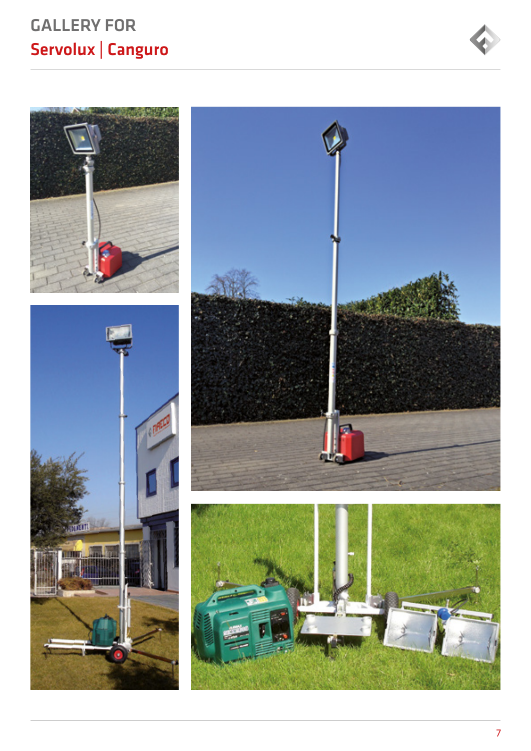# GALLERY FOR
## Servolux | Canguro